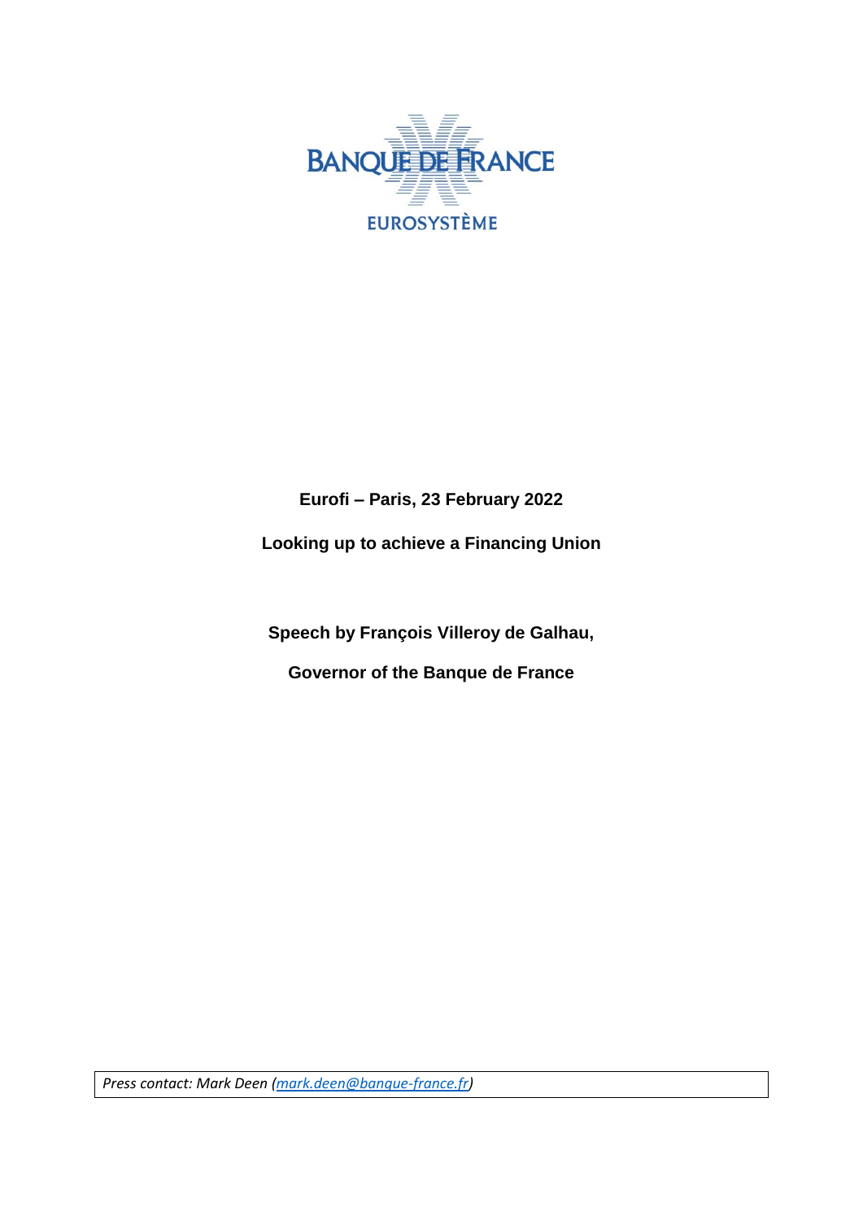BANQUE DE FRANCE

EUROSYSTÈME

**Eurofi – Paris, 23 February 2022**

**Looking up to achieve a Financing Union**

**Speech by François Villeroy de Galhau,**

**Governor of the Banque de France**

*Press contact: Mark Deen (mark.deen@banque-france.fr)*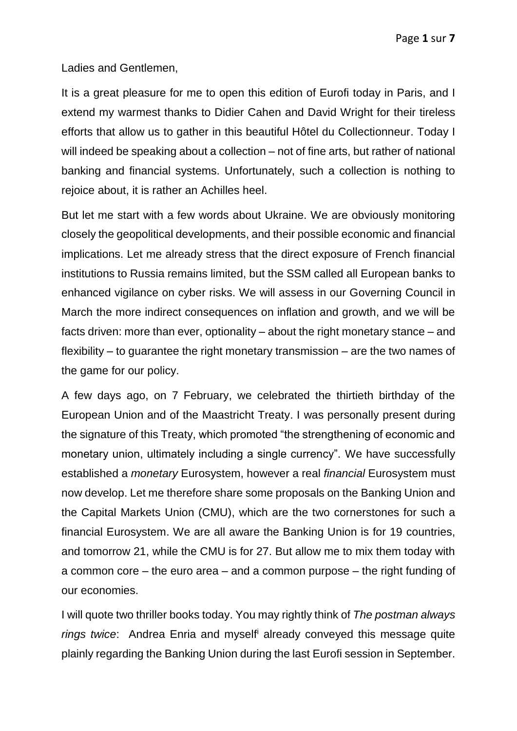Ladies and Gentlemen,

It is a great pleasure for me to open this edition of Eurofi today in Paris, and I extend my warmest thanks to Didier Cahen and David Wright for their tireless efforts that allow us to gather in this beautiful Hôtel du Collectionneur. Today I will indeed be speaking about a collection – not of fine arts, but rather of national banking and financial systems. Unfortunately, such a collection is nothing to rejoice about, it is rather an Achilles heel.

But let me start with a few words about Ukraine. We are obviously monitoring closely the geopolitical developments, and their possible economic and financial implications. Let me already stress that the direct exposure of French financial institutions to Russia remains limited, but the SSM called all European banks to enhanced vigilance on cyber risks. We will assess in our Governing Council in March the more indirect consequences on inflation and growth, and we will be facts driven: more than ever, optionality – about the right monetary stance – and flexibility – to guarantee the right monetary transmission – are the two names of the game for our policy.

A few days ago, on 7 February, we celebrated the thirtieth birthday of the European Union and of the Maastricht Treaty. I was personally present during the signature of this Treaty, which promoted "the strengthening of economic and monetary union, ultimately including a single currency". We have successfully established a *monetary* Eurosystem, however a real *financial* Eurosystem must now develop. Let me therefore share some proposals on the Banking Union and the Capital Markets Union (CMU), which are the two cornerstones for such a financial Eurosystem. We are all aware the Banking Union is for 19 countries, and tomorrow 21, while the CMU is for 27. But allow me to mix them today with a common core – the euro area – and a common purpose – the right funding of our economies.

I will quote two thriller books today. You may rightly think of *The postman always rings twice*: Andrea Enria and myself[i] already conveyed this message quite plainly regarding the Banking Union during the last Eurofi session in September.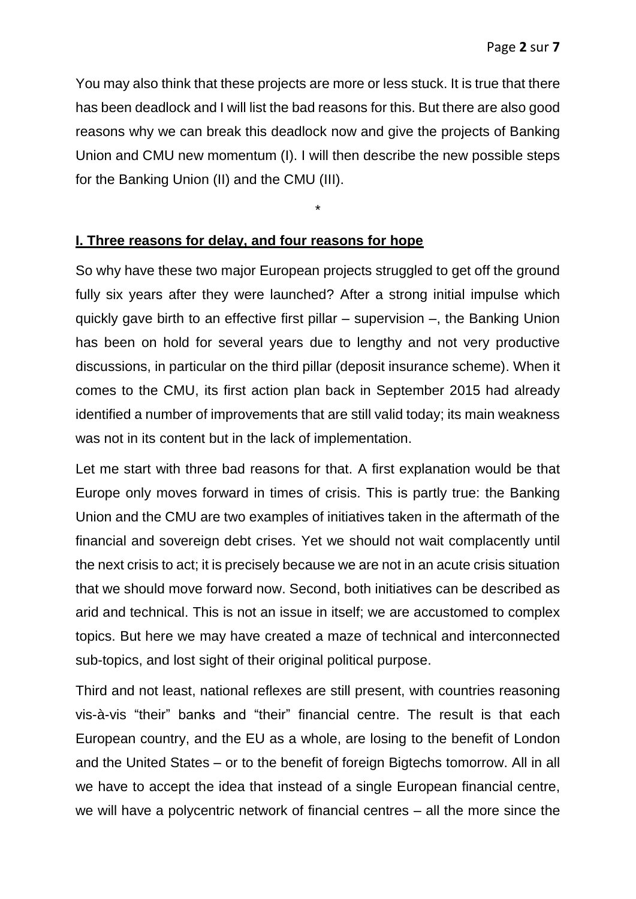You may also think that these projects are more or less stuck. It is true that there has been deadlock and I will list the bad reasons for this. But there are also good reasons why we can break this deadlock now and give the projects of Banking Union and CMU new momentum (I). I will then describe the new possible steps for the Banking Union (II) and the CMU (III).

*

## I. Three reasons for delay, and four reasons for hope

So why have these two major European projects struggled to get off the ground fully six years after they were launched? After a strong initial impulse which quickly gave birth to an effective first pillar – supervision –, the Banking Union has been on hold for several years due to lengthy and not very productive discussions, in particular on the third pillar (deposit insurance scheme). When it comes to the CMU, its first action plan back in September 2015 had already identified a number of improvements that are still valid today; its main weakness was not in its content but in the lack of implementation.

Let me start with three bad reasons for that. A first explanation would be that Europe only moves forward in times of crisis. This is partly true: the Banking Union and the CMU are two examples of initiatives taken in the aftermath of the financial and sovereign debt crises. Yet we should not wait complacently until the next crisis to act; it is precisely because we are not in an acute crisis situation that we should move forward now. Second, both initiatives can be described as arid and technical. This is not an issue in itself; we are accustomed to complex topics. But here we may have created a maze of technical and interconnected sub-topics, and lost sight of their original political purpose.

Third and not least, national reflexes are still present, with countries reasoning vis-à-vis "their" banks and "their" financial centre. The result is that each European country, and the EU as a whole, are losing to the benefit of London and the United States – or to the benefit of foreign Bigtechs tomorrow. All in all we have to accept the idea that instead of a single European financial centre, we will have a polycentric network of financial centres – all the more since the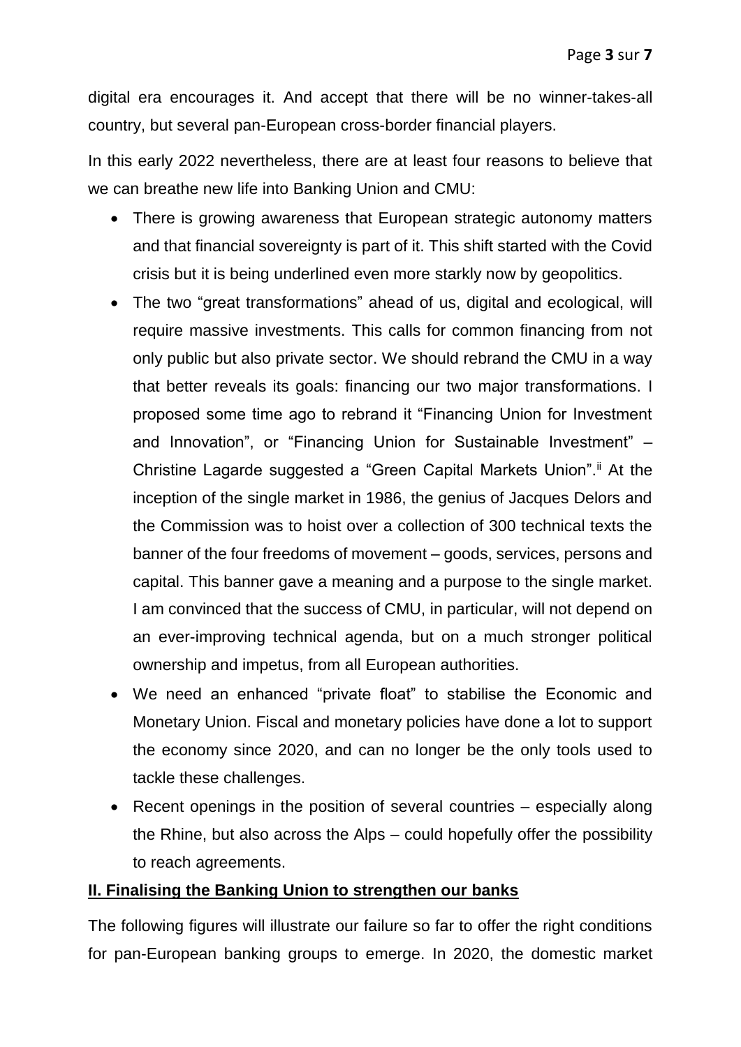digital era encourages it. And accept that there will be no winner-takes-all country, but several pan-European cross-border financial players.

In this early 2022 nevertheless, there are at least four reasons to believe that we can breathe new life into Banking Union and CMU:

- There is growing awareness that European strategic autonomy matters and that financial sovereignty is part of it. This shift started with the Covid crisis but it is being underlined even more starkly now by geopolitics.
- The two "great transformations" ahead of us, digital and ecological, will require massive investments. This calls for common financing from not only public but also private sector. We should rebrand the CMU in a way that better reveals its goals: financing our two major transformations. I proposed some time ago to rebrand it "Financing Union for Investment and Innovation", or "Financing Union for Sustainable Investment" – Christine Lagarde suggested a "Green Capital Markets Union".[ii] At the inception of the single market in 1986, the genius of Jacques Delors and the Commission was to hoist over a collection of 300 technical texts the banner of the four freedoms of movement – goods, services, persons and capital. This banner gave a meaning and a purpose to the single market. I am convinced that the success of CMU, in particular, will not depend on an ever-improving technical agenda, but on a much stronger political ownership and impetus, from all European authorities.
- We need an enhanced "private float" to stabilise the Economic and Monetary Union. Fiscal and monetary policies have done a lot to support the economy since 2020, and can no longer be the only tools used to tackle these challenges.
- Recent openings in the position of several countries – especially along the Rhine, but also across the Alps – could hopefully offer the possibility to reach agreements.

## II. Finalising the Banking Union to strengthen our banks

The following figures will illustrate our failure so far to offer the right conditions for pan-European banking groups to emerge. In 2020, the domestic market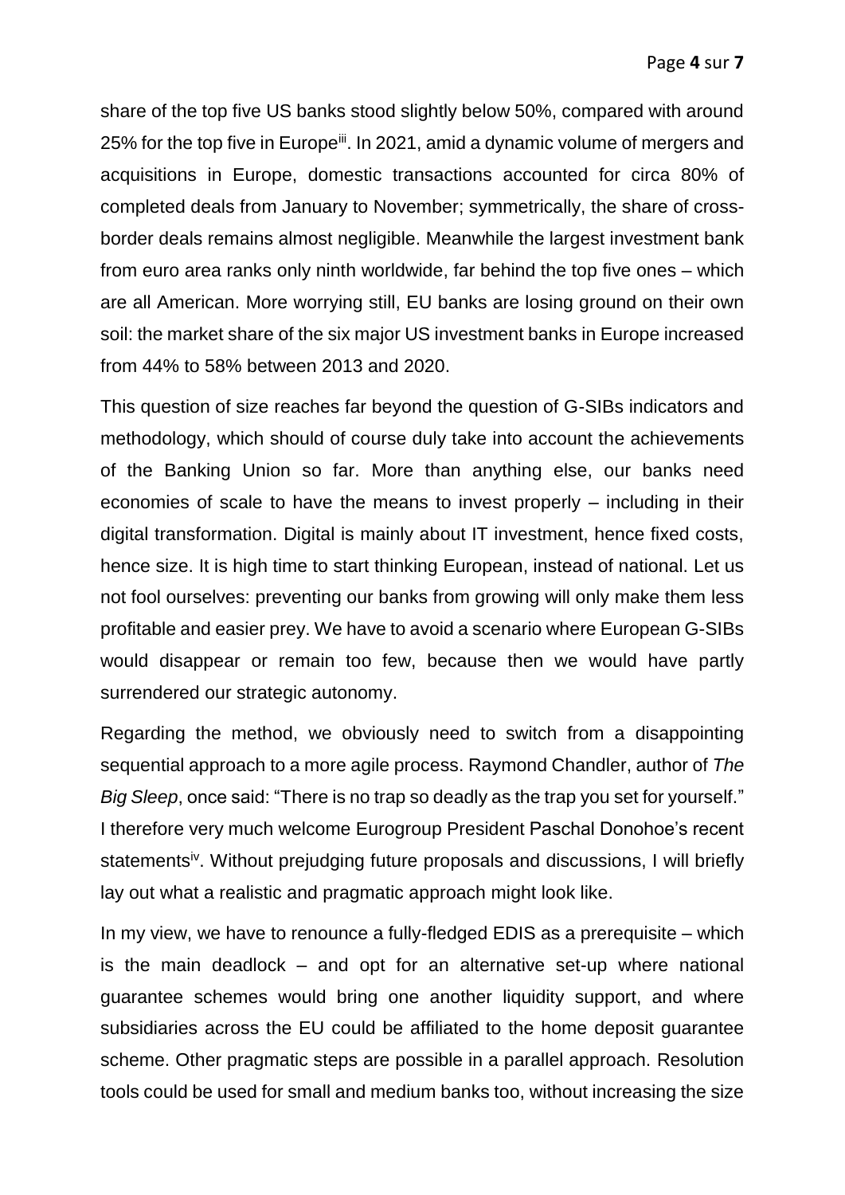share of the top five US banks stood slightly below 50%, compared with around 25% for the top five in Europe[iii]. In 2021, amid a dynamic volume of mergers and acquisitions in Europe, domestic transactions accounted for circa 80% of completed deals from January to November; symmetrically, the share of cross-border deals remains almost negligible. Meanwhile the largest investment bank from euro area ranks only ninth worldwide, far behind the top five ones – which are all American. More worrying still, EU banks are losing ground on their own soil: the market share of the six major US investment banks in Europe increased from 44% to 58% between 2013 and 2020.

This question of size reaches far beyond the question of G-SIBs indicators and methodology, which should of course duly take into account the achievements of the Banking Union so far. More than anything else, our banks need economies of scale to have the means to invest properly – including in their digital transformation. Digital is mainly about IT investment, hence fixed costs, hence size. It is high time to start thinking European, instead of national. Let us not fool ourselves: preventing our banks from growing will only make them less profitable and easier prey. We have to avoid a scenario where European G-SIBs would disappear or remain too few, because then we would have partly surrendered our strategic autonomy.

Regarding the method, we obviously need to switch from a disappointing sequential approach to a more agile process. Raymond Chandler, author of *The Big Sleep*, once said: "There is no trap so deadly as the trap you set for yourself." I therefore very much welcome Eurogroup President Paschal Donohoe's recent statements[iv]. Without prejudging future proposals and discussions, I will briefly lay out what a realistic and pragmatic approach might look like.

In my view, we have to renounce a fully-fledged EDIS as a prerequisite – which is the main deadlock – and opt for an alternative set-up where national guarantee schemes would bring one another liquidity support, and where subsidiaries across the EU could be affiliated to the home deposit guarantee scheme. Other pragmatic steps are possible in a parallel approach. Resolution tools could be used for small and medium banks too, without increasing the size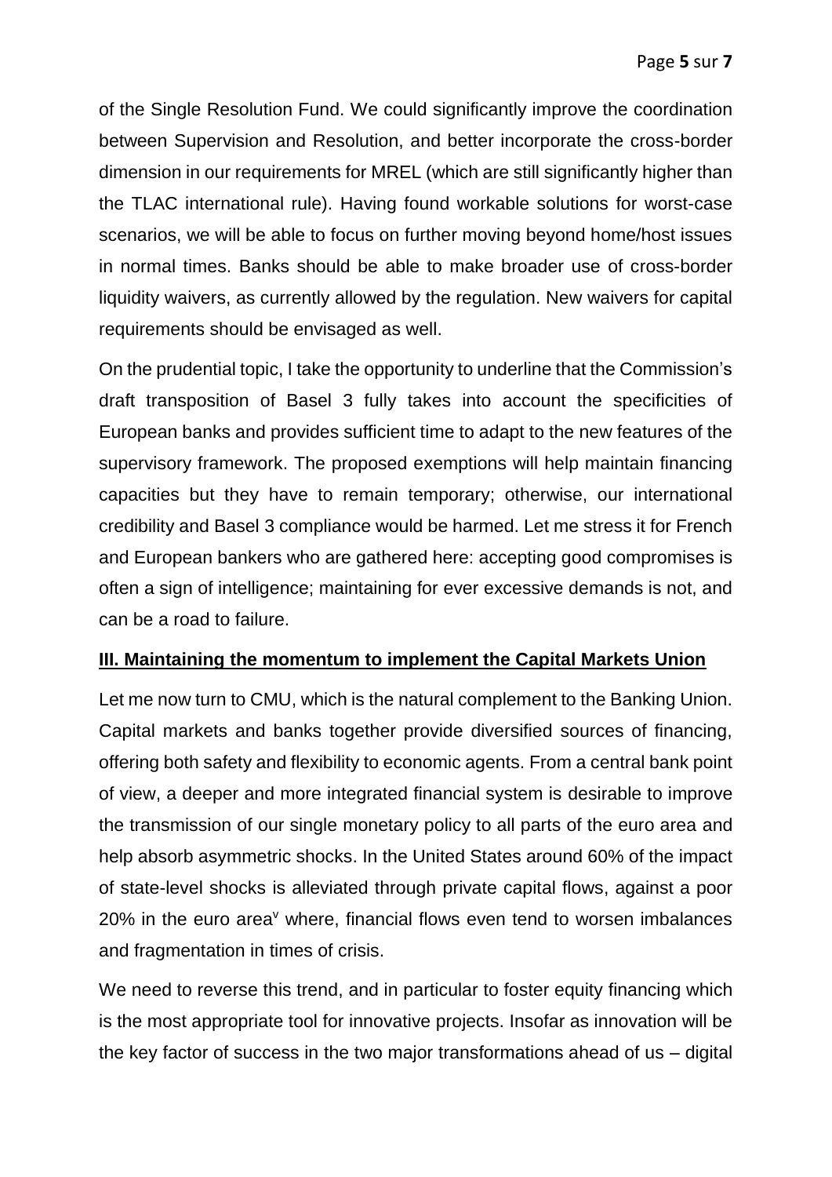of the Single Resolution Fund. We could significantly improve the coordination between Supervision and Resolution, and better incorporate the cross-border dimension in our requirements for MREL (which are still significantly higher than the TLAC international rule). Having found workable solutions for worst-case scenarios, we will be able to focus on further moving beyond home/host issues in normal times. Banks should be able to make broader use of cross-border liquidity waivers, as currently allowed by the regulation. New waivers for capital requirements should be envisaged as well.

On the prudential topic, I take the opportunity to underline that the Commission's draft transposition of Basel 3 fully takes into account the specificities of European banks and provides sufficient time to adapt to the new features of the supervisory framework. The proposed exemptions will help maintain financing capacities but they have to remain temporary; otherwise, our international credibility and Basel 3 compliance would be harmed. Let me stress it for French and European bankers who are gathered here: accepting good compromises is often a sign of intelligence; maintaining for ever excessive demands is not, and can be a road to failure.

## III. Maintaining the momentum to implement the Capital Markets Union

Let me now turn to CMU, which is the natural complement to the Banking Union. Capital markets and banks together provide diversified sources of financing, offering both safety and flexibility to economic agents. From a central bank point of view, a deeper and more integrated financial system is desirable to improve the transmission of our single monetary policy to all parts of the euro area and help absorb asymmetric shocks. In the United States around 60% of the impact of state-level shocks is alleviated through private capital flows, against a poor 20% in the euro area[v] where, financial flows even tend to worsen imbalances and fragmentation in times of crisis.

We need to reverse this trend, and in particular to foster equity financing which is the most appropriate tool for innovative projects. Insofar as innovation will be the key factor of success in the two major transformations ahead of us – digital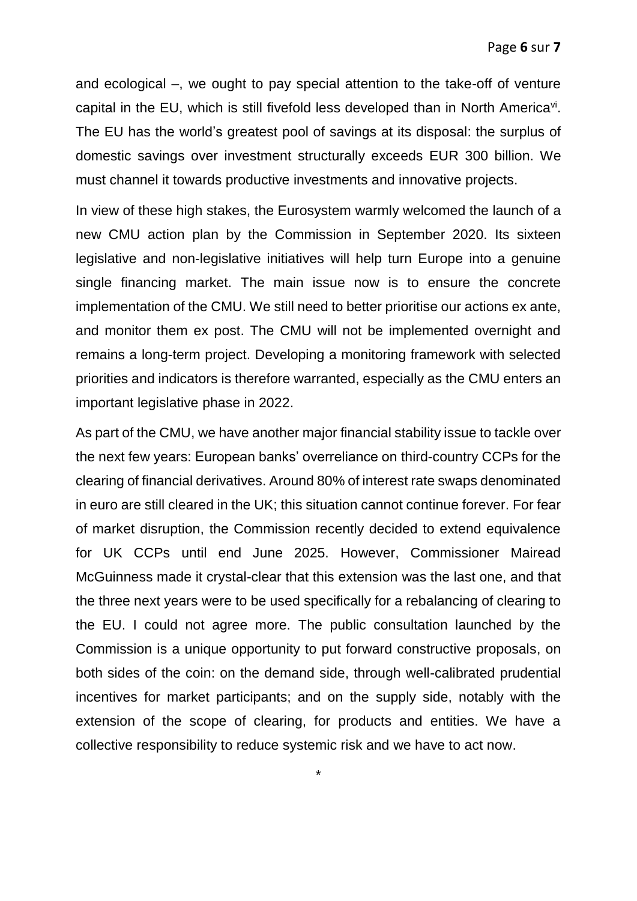and ecological –, we ought to pay special attention to the take-off of venture capital in the EU, which is still fivefold less developed than in North America[vi]. The EU has the world's greatest pool of savings at its disposal: the surplus of domestic savings over investment structurally exceeds EUR 300 billion. We must channel it towards productive investments and innovative projects.

In view of these high stakes, the Eurosystem warmly welcomed the launch of a new CMU action plan by the Commission in September 2020. Its sixteen legislative and non-legislative initiatives will help turn Europe into a genuine single financing market. The main issue now is to ensure the concrete implementation of the CMU. We still need to better prioritise our actions ex ante, and monitor them ex post. The CMU will not be implemented overnight and remains a long-term project. Developing a monitoring framework with selected priorities and indicators is therefore warranted, especially as the CMU enters an important legislative phase in 2022.

As part of the CMU, we have another major financial stability issue to tackle over the next few years: European banks' overreliance on third-country CCPs for the clearing of financial derivatives. Around 80% of interest rate swaps denominated in euro are still cleared in the UK; this situation cannot continue forever. For fear of market disruption, the Commission recently decided to extend equivalence for UK CCPs until end June 2025. However, Commissioner Mairead McGuinness made it crystal-clear that this extension was the last one, and that the three next years were to be used specifically for a rebalancing of clearing to the EU. I could not agree more. The public consultation launched by the Commission is a unique opportunity to put forward constructive proposals, on both sides of the coin: on the demand side, through well-calibrated prudential incentives for market participants; and on the supply side, notably with the extension of the scope of clearing, for products and entities. We have a collective responsibility to reduce systemic risk and we have to act now.

*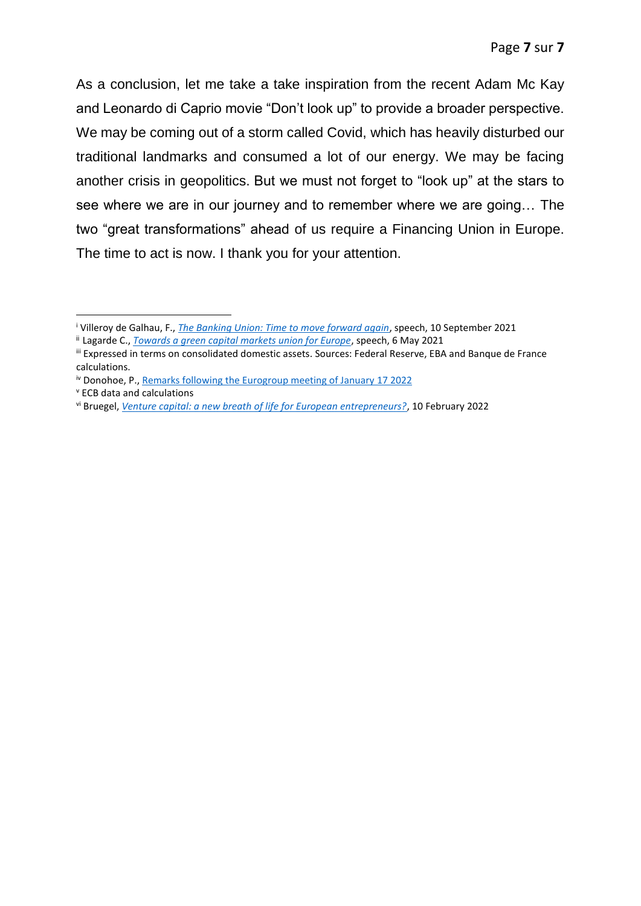As a conclusion, let me take a take inspiration from the recent Adam Mc Kay and Leonardo di Caprio movie "Don't look up" to provide a broader perspective. We may be coming out of a storm called Covid, which has heavily disturbed our traditional landmarks and consumed a lot of our energy. We may be facing another crisis in geopolitics. But we must not forget to "look up" at the stars to see where we are in our journey and to remember where we are going… The two "great transformations" ahead of us require a Financing Union in Europe. The time to act is now. I thank you for your attention.

---

[i] Villeroy de Galhau, F., *The Banking Union: Time to move forward again*, speech, 10 September 2021

[ii] Lagarde C., *Towards a green capital markets union for Europe*, speech, 6 May 2021

[iii] Expressed in terms on consolidated domestic assets. Sources: Federal Reserve, EBA and Banque de France calculations.

[iv] Donohoe, P., Remarks following the Eurogroup meeting of January 17 2022

[v] ECB data and calculations

[vi] Bruegel, *Venture capital: a new breath of life for European entrepreneurs?*, 10 February 2022